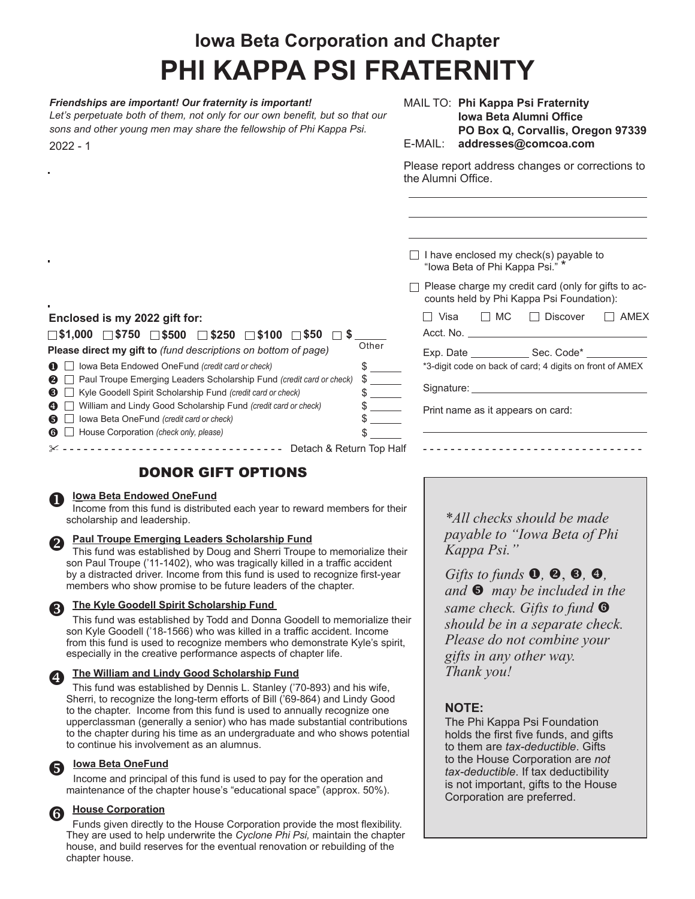## Iowa Beta Corporation and Chapter

# PHI KAPPA PSI FRATERNITY

***Friendships are important! Our fraternity is important!***

*Let's perpetuate both of them, not only for our own benefit, but so that our sons and other young men may share the fellowship of Phi Kappa Psi.*

2022 - 1

**Enclosed is my 2022 gift for:**

☐ **$1,000** ☐ **$750** ☐ **$500** ☐ **$250** ☐ **$100** ☐ **$50** ☐ **$** _____ Other

**Please direct my gift to** *(fund descriptions on bottom of page)*

❶ ☐ Iowa Beta Endowed OneFund *(credit card or check)* $ ______

❷ ☐ Paul Troupe Emerging Leaders Scholarship Fund *(credit card or check)* $ ______

❸ ☐ Kyle Goodell Spirit Scholarship Fund *(credit card or check)* $ ______

❹ ☐ William and Lindy Good Scholarship Fund *(credit card or check)* $ ______

❺ ☐ Iowa Beta OneFund *(credit card or check)* $ ______

❻ ☐ House Corporation *(check only, please)* $ ______

MAIL TO: **Phi Kappa Psi Fraternity**
**Iowa Beta Alumni Office**
**PO Box Q, Corvallis, Oregon 97339**

E-MAIL: **addresses@comcoa.com**

Please report address changes or corrections to the Alumni Office.

______________________________

______________________________

______________________________

☐ I have enclosed my check(s) payable to "Iowa Beta of Phi Kappa Psi." *

☐ Please charge my credit card (only for gifts to accounts held by Phi Kappa Psi Foundation):

☐ Visa ☐ MC ☐ Discover ☐ AMEX

Acct. No. ______________________

Exp. Date __________ Sec. Code* __________

*3-digit code on back of card; 4 digits on front of AMEX

Signature: ______________________

Print name as it appears on card:

______________________________

✂ - - - - - - - - - - - - - - - - - - - - - - - - - - - - - - - Detach & Return Top Half - - - - - - - - - - - - - - - - - - - - - - - - - - - - - - -

## DONOR GIFT OPTIONS

❶ **Iowa Beta Endowed OneFund**

Income from this fund is distributed each year to reward members for their scholarship and leadership.

❷ **Paul Troupe Emerging Leaders Scholarship Fund**

This fund was established by Doug and Sherri Troupe to memorialize their son Paul Troupe ('11-1402), who was tragically killed in a traffic accident by a distracted driver. Income from this fund is used to recognize first-year members who show promise to be future leaders of the chapter.

❸ **The Kyle Goodell Spirit Scholarship Fund**

This fund was established by Todd and Donna Goodell to memorialize their son Kyle Goodell ('18-1566) who was killed in a traffic accident. Income from this fund is used to recognize members who demonstrate Kyle's spirit, especially in the creative performance aspects of chapter life.

❹ **The William and Lindy Good Scholarship Fund**

This fund was established by Dennis L. Stanley ('70-893) and his wife, Sherri, to recognize the long-term efforts of Bill ('69-864) and Lindy Good to the chapter. Income from this fund is used to annually recognize one upperclassman (generally a senior) who has made substantial contributions to the chapter during his time as an undergraduate and who shows potential to continue his involvement as an alumnus.

❺ **Iowa Beta OneFund**

Income and principal of this fund is used to pay for the operation and maintenance of the chapter house's "educational space" (approx. 50%).

❻ **House Corporation**

Funds given directly to the House Corporation provide the most flexibility. They are used to help underwrite the *Cyclone Phi Psi,* maintain the chapter house, and build reserves for the eventual renovation or rebuilding of the chapter house.

*\*All checks should be made payable to "Iowa Beta of Phi Kappa Psi."*

*Gifts to funds ❶, ❷, ❸, ❹, and ❺ may be included in the same check. Gifts to fund ❻ should be in a separate check. Please do not combine your gifts in any other way. Thank you!*

**NOTE:**

The Phi Kappa Psi Foundation holds the first five funds, and gifts to them are *tax-deductible*. Gifts to the House Corporation are *not tax-deductible*. If tax deductibility is not important, gifts to the House Corporation are preferred.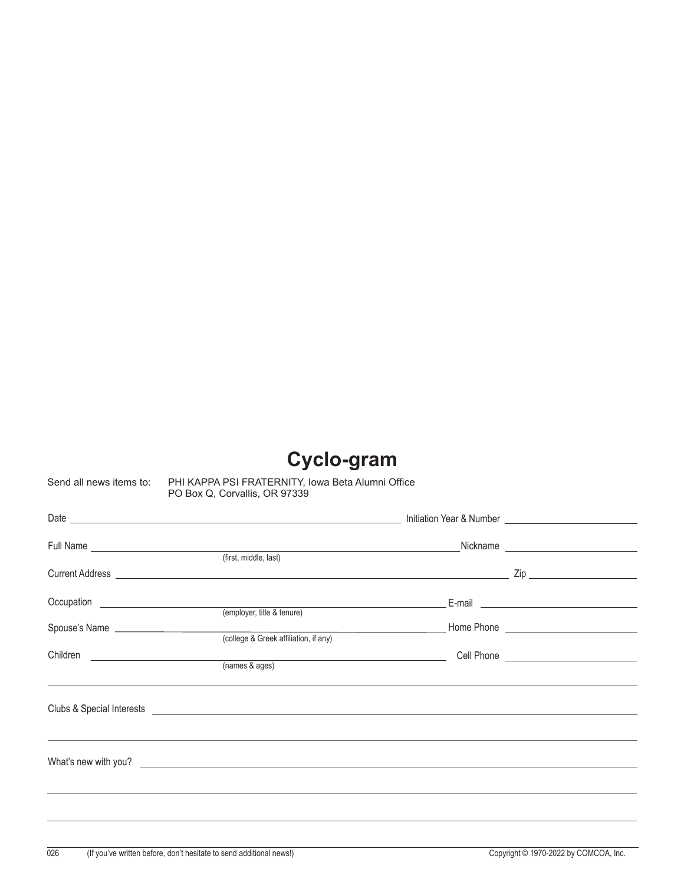# Cyclo-gram

Send all news items to: PHI KAPPA PSI FRATERNITY, Iowa Beta Alumni Office
PO Box Q, Corvallis, OR 97339

Date ______________________ Initiation Year & Number ______________________

Full Name ______________________ Nickname ______________________
(first, middle, last)

Current Address ______________________ Zip ______________________

Occupation ______________________ E-mail ______________________
(employer, title & tenure)

Spouse's Name ______________________ Home Phone ______________________
(college & Greek affiliation, if any)

Children ______________________ Cell Phone ______________________
(names & ages)

______________________

Clubs & Special Interests ______________________

______________________

What's new with you? ______________________

______________________

______________________

026 (If you've written before, don't hesitate to send additional news!) Copyright © 1970-2022 by COMCOA, Inc.